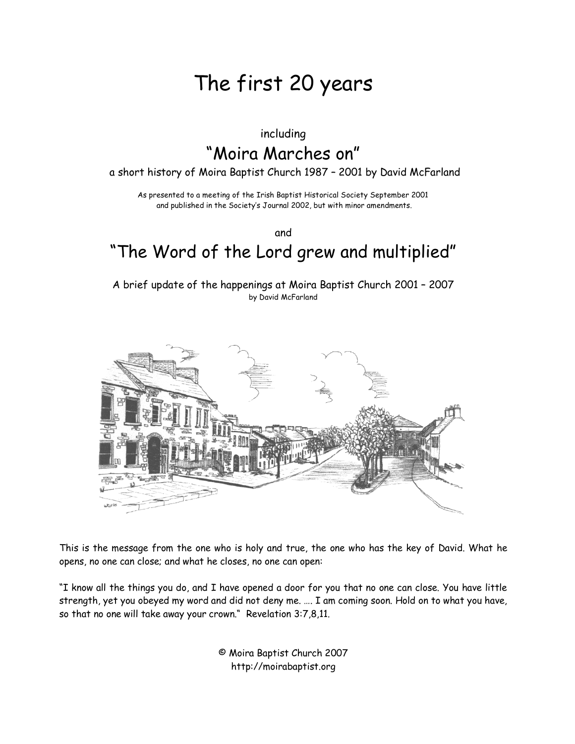# The first 20 years

including

## "Moira Marches on"

a short history of Moira Baptist Church 1987 – 2001 by David McFarland

As presented to a meeting of the Irish Baptist Historical Society September 2001
and published in the Society's Journal 2002, but with minor amendments.

and

## "The Word of the Lord grew and multiplied"

A brief update of the happenings at Moira Baptist Church 2001 – 2007
by David McFarland

This is the message from the one who is holy and true, the one who has the key of David. What he opens, no one can close; and what he closes, no one can open:

"I know all the things you do, and I have opened a door for you that no one can close. You have little strength, yet you obeyed my word and did not deny me. …. I am coming soon. Hold on to what you have, so that no one will take away your crown." Revelation 3:7,8,11.

© Moira Baptist Church 2007
http://moirabaptist.org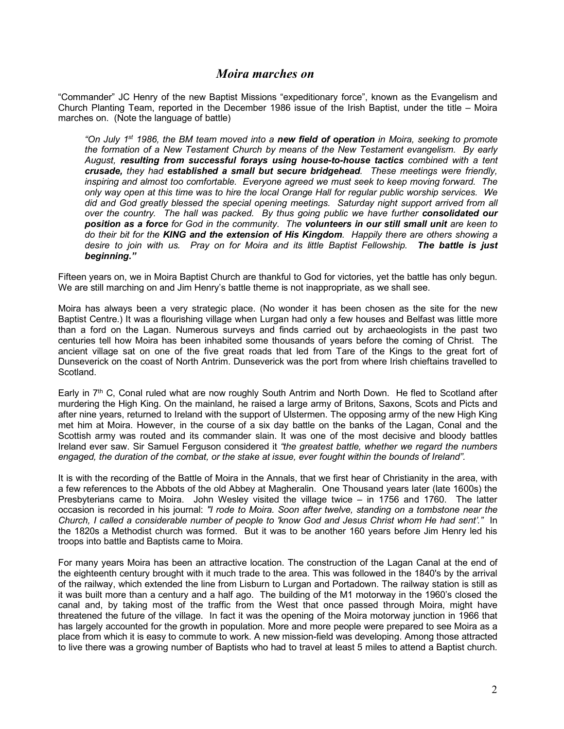# *Moira marches on*

"Commander" JC Henry of the new Baptist Missions "expeditionary force", known as the Evangelism and Church Planting Team, reported in the December 1986 issue of the Irish Baptist, under the title – Moira marches on. (Note the language of battle)

> *"On July 1st 1986, the BM team moved into a **new field of operation** in Moira, seeking to promote the formation of a New Testament Church by means of the New Testament evangelism. By early August, **resulting from successful forays using house-to-house tactics** combined with a tent **crusade,** they had **established a small but secure bridgehead**. These meetings were friendly, inspiring and almost too comfortable. Everyone agreed we must seek to keep moving forward. The only way open at this time was to hire the local Orange Hall for regular public worship services. We did and God greatly blessed the special opening meetings. Saturday night support arrived from all over the country. The hall was packed. By thus going public we have further **consolidated our position as a force** for God in the community. The **volunteers in our still small unit** are keen to do their bit for the **KING and the extension of His Kingdom**. Happily there are others showing a desire to join with us. Pray on for Moira and its little Baptist Fellowship. **The battle is just beginning."***

Fifteen years on, we in Moira Baptist Church are thankful to God for victories, yet the battle has only begun. We are still marching on and Jim Henry's battle theme is not inappropriate, as we shall see.

Moira has always been a very strategic place. (No wonder it has been chosen as the site for the new Baptist Centre.) It was a flourishing village when Lurgan had only a few houses and Belfast was little more than a ford on the Lagan. Numerous surveys and finds carried out by archaeologists in the past two centuries tell how Moira has been inhabited some thousands of years before the coming of Christ. The ancient village sat on one of the five great roads that led from Tare of the Kings to the great fort of Dunseverick on the coast of North Antrim. Dunseverick was the port from where Irish chieftains travelled to Scotland.

Early in 7th C, Conal ruled what are now roughly South Antrim and North Down. He fled to Scotland after murdering the High King. On the mainland, he raised a large army of Britons, Saxons, Scots and Picts and after nine years, returned to Ireland with the support of Ulstermen. The opposing army of the new High King met him at Moira. However, in the course of a six day battle on the banks of the Lagan, Conal and the Scottish army was routed and its commander slain. It was one of the most decisive and bloody battles Ireland ever saw. Sir Samuel Ferguson considered it *"the greatest battle, whether we regard the numbers engaged, the duration of the combat, or the stake at issue, ever fought within the bounds of Ireland".*

It is with the recording of the Battle of Moira in the Annals, that we first hear of Christianity in the area, with a few references to the Abbots of the old Abbey at Magheralin. One Thousand years later (late 1600s) the Presbyterians came to Moira. John Wesley visited the village twice – in 1756 and 1760. The latter occasion is recorded in his journal: *"I rode to Moira. Soon after twelve, standing on a tombstone near the Church, I called a considerable number of people to 'know God and Jesus Christ whom He had sent'."* In the 1820s a Methodist church was formed. But it was to be another 160 years before Jim Henry led his troops into battle and Baptists came to Moira.

For many years Moira has been an attractive location. The construction of the Lagan Canal at the end of the eighteenth century brought with it much trade to the area. This was followed in the 1840's by the arrival of the railway, which extended the line from Lisburn to Lurgan and Portadown. The railway station is still as it was built more than a century and a half ago. The building of the M1 motorway in the 1960's closed the canal and, by taking most of the traffic from the West that once passed through Moira, might have threatened the future of the village. In fact it was the opening of the Moira motorway junction in 1966 that has largely accounted for the growth in population. More and more people were prepared to see Moira as a place from which it is easy to commute to work. A new mission-field was developing. Among those attracted to live there was a growing number of Baptists who had to travel at least 5 miles to attend a Baptist church.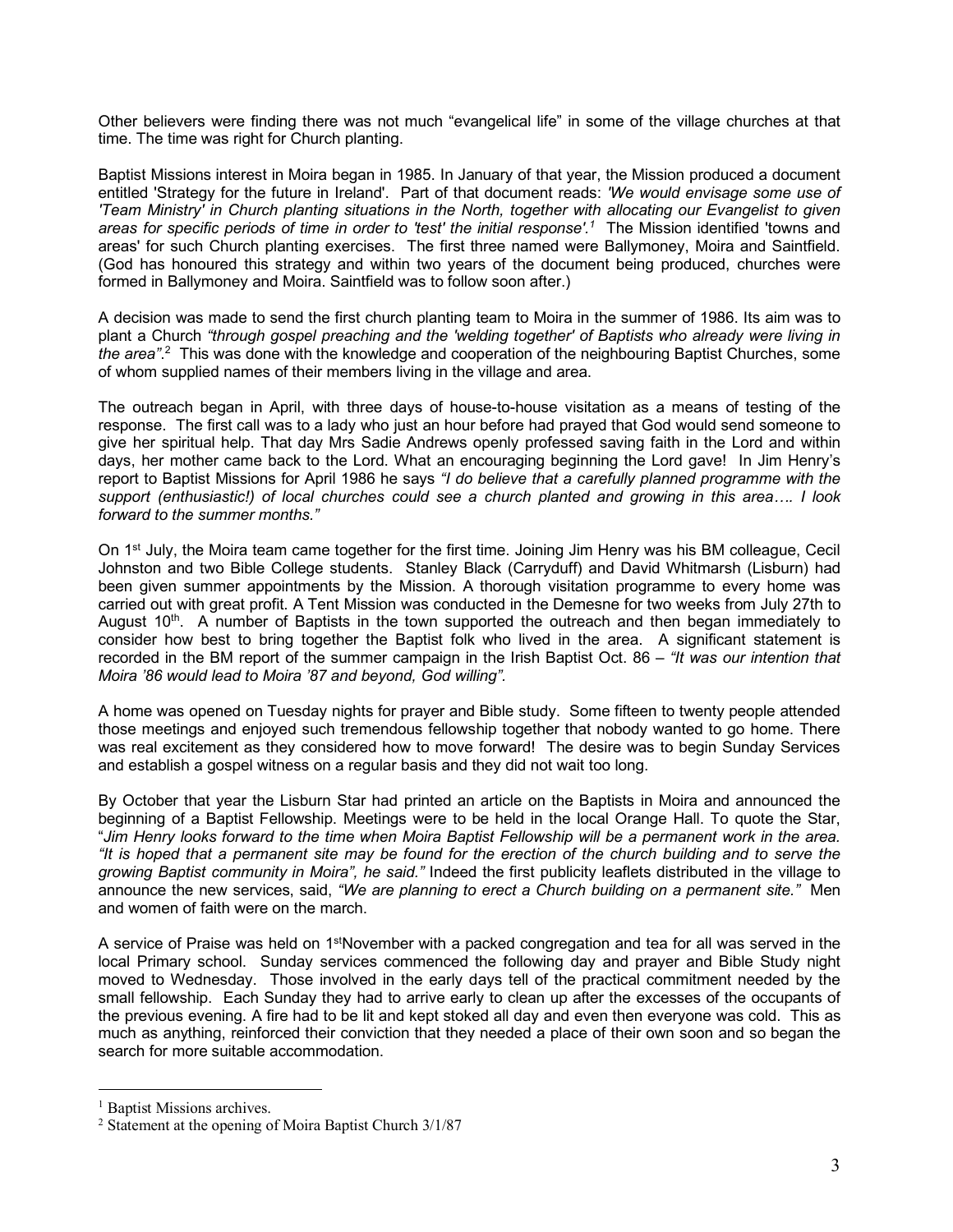Other believers were finding there was not much “evangelical life” in some of the village churches at that time. The time was right for Church planting.

Baptist Missions interest in Moira began in 1985. In January of that year, the Mission produced a document entitled 'Strategy for the future in Ireland'. Part of that document reads: *'We would envisage some use of 'Team Ministry' in Church planting situations in the North, together with allocating our Evangelist to given areas for specific periods of time in order to 'test' the initial response'.*[1] The Mission identified 'towns and areas' for such Church planting exercises. The first three named were Ballymoney, Moira and Saintfield. (God has honoured this strategy and within two years of the document being produced, churches were formed in Ballymoney and Moira. Saintfield was to follow soon after.)

A decision was made to send the first church planting team to Moira in the summer of 1986. Its aim was to plant a Church *“through gospel preaching and the 'welding together' of Baptists who already were living in the area”*.[2] This was done with the knowledge and cooperation of the neighbouring Baptist Churches, some of whom supplied names of their members living in the village and area.

The outreach began in April, with three days of house-to-house visitation as a means of testing of the response. The first call was to a lady who just an hour before had prayed that God would send someone to give her spiritual help. That day Mrs Sadie Andrews openly professed saving faith in the Lord and within days, her mother came back to the Lord. What an encouraging beginning the Lord gave! In Jim Henry’s report to Baptist Missions for April 1986 he says *“I do believe that a carefully planned programme with the support (enthusiastic!) of local churches could see a church planted and growing in this area…. I look forward to the summer months.”*

On 1st July, the Moira team came together for the first time. Joining Jim Henry was his BM colleague, Cecil Johnston and two Bible College students. Stanley Black (Carryduff) and David Whitmarsh (Lisburn) had been given summer appointments by the Mission. A thorough visitation programme to every home was carried out with great profit. A Tent Mission was conducted in the Demesne for two weeks from July 27th to August 10th. A number of Baptists in the town supported the outreach and then began immediately to consider how best to bring together the Baptist folk who lived in the area. A significant statement is recorded in the BM report of the summer campaign in the Irish Baptist Oct. 86 – *“It was our intention that Moira ’86 would lead to Moira ’87 and beyond, God willing”.*

A home was opened on Tuesday nights for prayer and Bible study. Some fifteen to twenty people attended those meetings and enjoyed such tremendous fellowship together that nobody wanted to go home. There was real excitement as they considered how to move forward! The desire was to begin Sunday Services and establish a gospel witness on a regular basis and they did not wait too long.

By October that year the Lisburn Star had printed an article on the Baptists in Moira and announced the beginning of a Baptist Fellowship. Meetings were to be held in the local Orange Hall. To quote the Star, “*Jim Henry looks forward to the time when Moira Baptist Fellowship will be a permanent work in the area. “It is hoped that a permanent site may be found for the erection of the church building and to serve the growing Baptist community in Moira”, he said.”* Indeed the first publicity leaflets distributed in the village to announce the new services, said, *“We are planning to erect a Church building on a permanent site.”* Men and women of faith were on the march.

A service of Praise was held on 1st November with a packed congregation and tea for all was served in the local Primary school. Sunday services commenced the following day and prayer and Bible Study night moved to Wednesday. Those involved in the early days tell of the practical commitment needed by the small fellowship. Each Sunday they had to arrive early to clean up after the excesses of the occupants of the previous evening. A fire had to be lit and kept stoked all day and even then everyone was cold. This as much as anything, reinforced their conviction that they needed a place of their own soon and so began the search for more suitable accommodation.

---

[1] Baptist Missions archives.

[2] Statement at the opening of Moira Baptist Church 3/1/87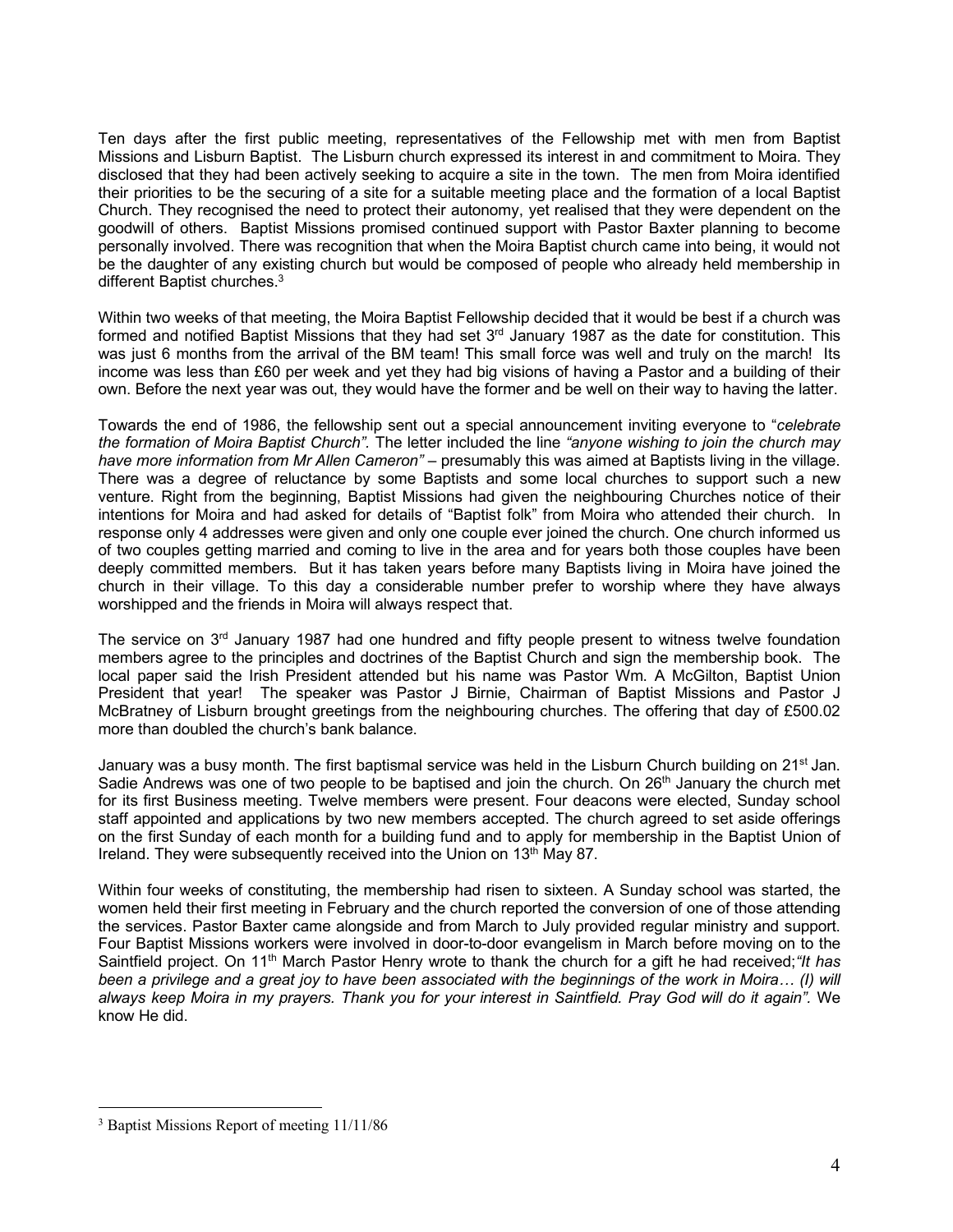Ten days after the first public meeting, representatives of the Fellowship met with men from Baptist Missions and Lisburn Baptist. The Lisburn church expressed its interest in and commitment to Moira. They disclosed that they had been actively seeking to acquire a site in the town. The men from Moira identified their priorities to be the securing of a site for a suitable meeting place and the formation of a local Baptist Church. They recognised the need to protect their autonomy, yet realised that they were dependent on the goodwill of others. Baptist Missions promised continued support with Pastor Baxter planning to become personally involved. There was recognition that when the Moira Baptist church came into being, it would not be the daughter of any existing church but would be composed of people who already held membership in different Baptist churches.[3]

Within two weeks of that meeting, the Moira Baptist Fellowship decided that it would be best if a church was formed and notified Baptist Missions that they had set 3rd January 1987 as the date for constitution. This was just 6 months from the arrival of the BM team! This small force was well and truly on the march! Its income was less than £60 per week and yet they had big visions of having a Pastor and a building of their own. Before the next year was out, they would have the former and be well on their way to having the latter.

Towards the end of 1986, the fellowship sent out a special announcement inviting everyone to "*celebrate the formation of Moira Baptist Church".* The letter included the line *"anyone wishing to join the church may have more information from Mr Allen Cameron"* – presumably this was aimed at Baptists living in the village. There was a degree of reluctance by some Baptists and some local churches to support such a new venture. Right from the beginning, Baptist Missions had given the neighbouring Churches notice of their intentions for Moira and had asked for details of "Baptist folk" from Moira who attended their church. In response only 4 addresses were given and only one couple ever joined the church. One church informed us of two couples getting married and coming to live in the area and for years both those couples have been deeply committed members. But it has taken years before many Baptists living in Moira have joined the church in their village. To this day a considerable number prefer to worship where they have always worshipped and the friends in Moira will always respect that.

The service on 3rd January 1987 had one hundred and fifty people present to witness twelve foundation members agree to the principles and doctrines of the Baptist Church and sign the membership book. The local paper said the Irish President attended but his name was Pastor Wm. A McGilton, Baptist Union President that year! The speaker was Pastor J Birnie, Chairman of Baptist Missions and Pastor J McBratney of Lisburn brought greetings from the neighbouring churches. The offering that day of £500.02 more than doubled the church's bank balance.

January was a busy month. The first baptismal service was held in the Lisburn Church building on 21st Jan. Sadie Andrews was one of two people to be baptised and join the church. On 26th January the church met for its first Business meeting. Twelve members were present. Four deacons were elected, Sunday school staff appointed and applications by two new members accepted. The church agreed to set aside offerings on the first Sunday of each month for a building fund and to apply for membership in the Baptist Union of Ireland. They were subsequently received into the Union on 13th May 87.

Within four weeks of constituting, the membership had risen to sixteen. A Sunday school was started, the women held their first meeting in February and the church reported the conversion of one of those attending the services. Pastor Baxter came alongside and from March to July provided regular ministry and support. Four Baptist Missions workers were involved in door-to-door evangelism in March before moving on to the Saintfield project. On 11th March Pastor Henry wrote to thank the church for a gift he had received;*"It has been a privilege and a great joy to have been associated with the beginnings of the work in Moira… (I) will always keep Moira in my prayers. Thank you for your interest in Saintfield. Pray God will do it again".* We know He did.

---

[3] Baptist Missions Report of meeting 11/11/86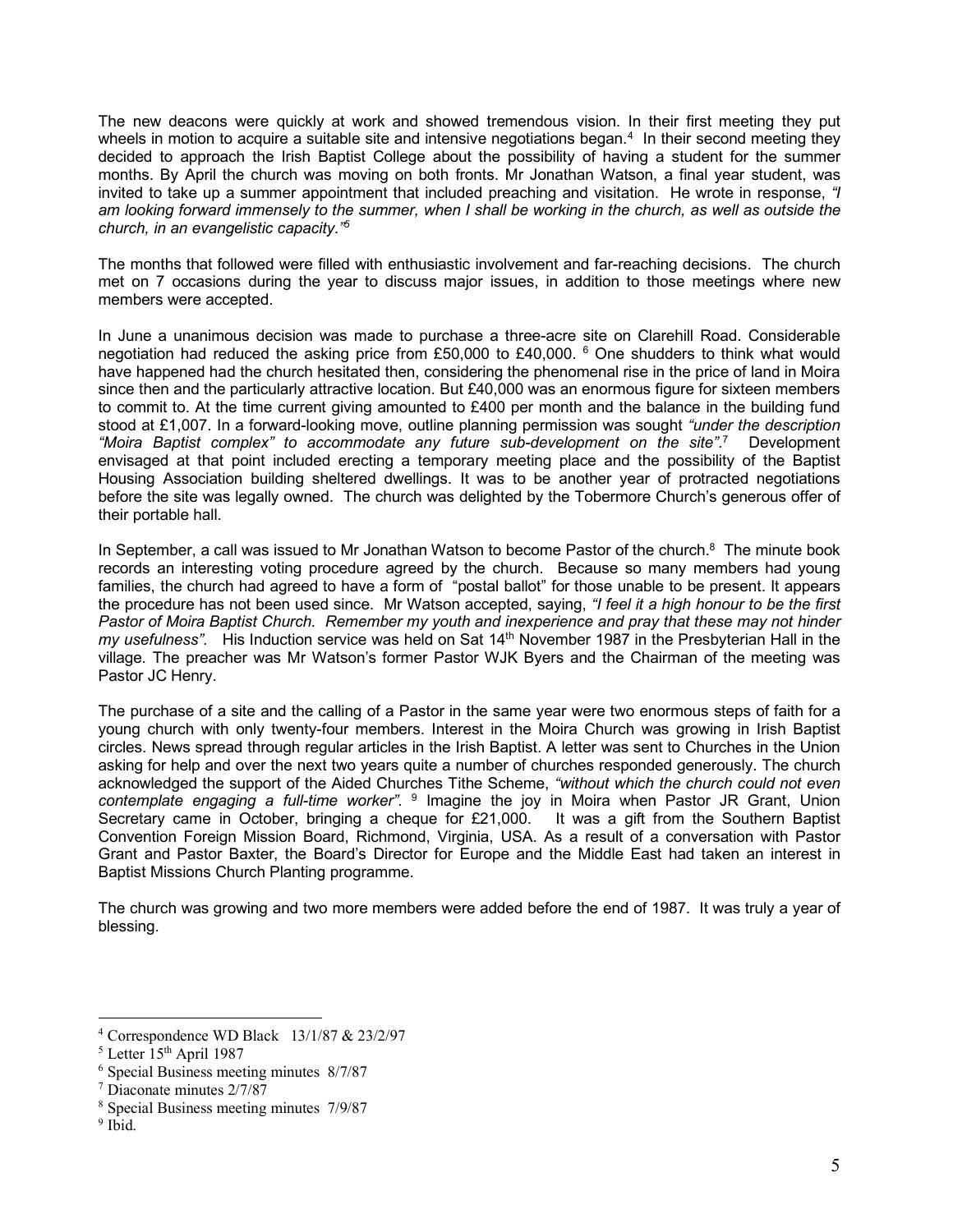The new deacons were quickly at work and showed tremendous vision. In their first meeting they put wheels in motion to acquire a suitable site and intensive negotiations began.[4] In their second meeting they decided to approach the Irish Baptist College about the possibility of having a student for the summer months. By April the church was moving on both fronts. Mr Jonathan Watson, a final year student, was invited to take up a summer appointment that included preaching and visitation. He wrote in response, *"I am looking forward immensely to the summer, when I shall be working in the church, as well as outside the church, in an evangelistic capacity."*[5]

The months that followed were filled with enthusiastic involvement and far-reaching decisions. The church met on 7 occasions during the year to discuss major issues, in addition to those meetings where new members were accepted.

In June a unanimous decision was made to purchase a three-acre site on Clarehill Road. Considerable negotiation had reduced the asking price from £50,000 to £40,000. [6] One shudders to think what would have happened had the church hesitated then, considering the phenomenal rise in the price of land in Moira since then and the particularly attractive location. But £40,000 was an enormous figure for sixteen members to commit to. At the time current giving amounted to £400 per month and the balance in the building fund stood at £1,007. In a forward-looking move, outline planning permission was sought *"under the description "Moira Baptist complex" to accommodate any future sub-development on the site"*.[7] Development envisaged at that point included erecting a temporary meeting place and the possibility of the Baptist Housing Association building sheltered dwellings. It was to be another year of protracted negotiations before the site was legally owned. The church was delighted by the Tobermore Church's generous offer of their portable hall.

In September, a call was issued to Mr Jonathan Watson to become Pastor of the church.[8] The minute book records an interesting voting procedure agreed by the church. Because so many members had young families, the church had agreed to have a form of "postal ballot" for those unable to be present. It appears the procedure has not been used since. Mr Watson accepted, saying, *"I feel it a high honour to be the first Pastor of Moira Baptist Church. Remember my youth and inexperience and pray that these may not hinder my usefulness".* His Induction service was held on Sat 14th November 1987 in the Presbyterian Hall in the village. The preacher was Mr Watson's former Pastor WJK Byers and the Chairman of the meeting was Pastor JC Henry.

The purchase of a site and the calling of a Pastor in the same year were two enormous steps of faith for a young church with only twenty-four members. Interest in the Moira Church was growing in Irish Baptist circles. News spread through regular articles in the Irish Baptist. A letter was sent to Churches in the Union asking for help and over the next two years quite a number of churches responded generously. The church acknowledged the support of the Aided Churches Tithe Scheme, *"without which the church could not even contemplate engaging a full-time worker".* [9] Imagine the joy in Moira when Pastor JR Grant, Union Secretary came in October, bringing a cheque for £21,000. It was a gift from the Southern Baptist Convention Foreign Mission Board, Richmond, Virginia, USA. As a result of a conversation with Pastor Grant and Pastor Baxter, the Board's Director for Europe and the Middle East had taken an interest in Baptist Missions Church Planting programme.

The church was growing and two more members were added before the end of 1987. It was truly a year of blessing.

---

[4] Correspondence WD Black 13/1/87 & 23/2/97

[5] Letter 15th April 1987

[6] Special Business meeting minutes 8/7/87

[7] Diaconate minutes 2/7/87

[8] Special Business meeting minutes 7/9/87

[9] Ibid.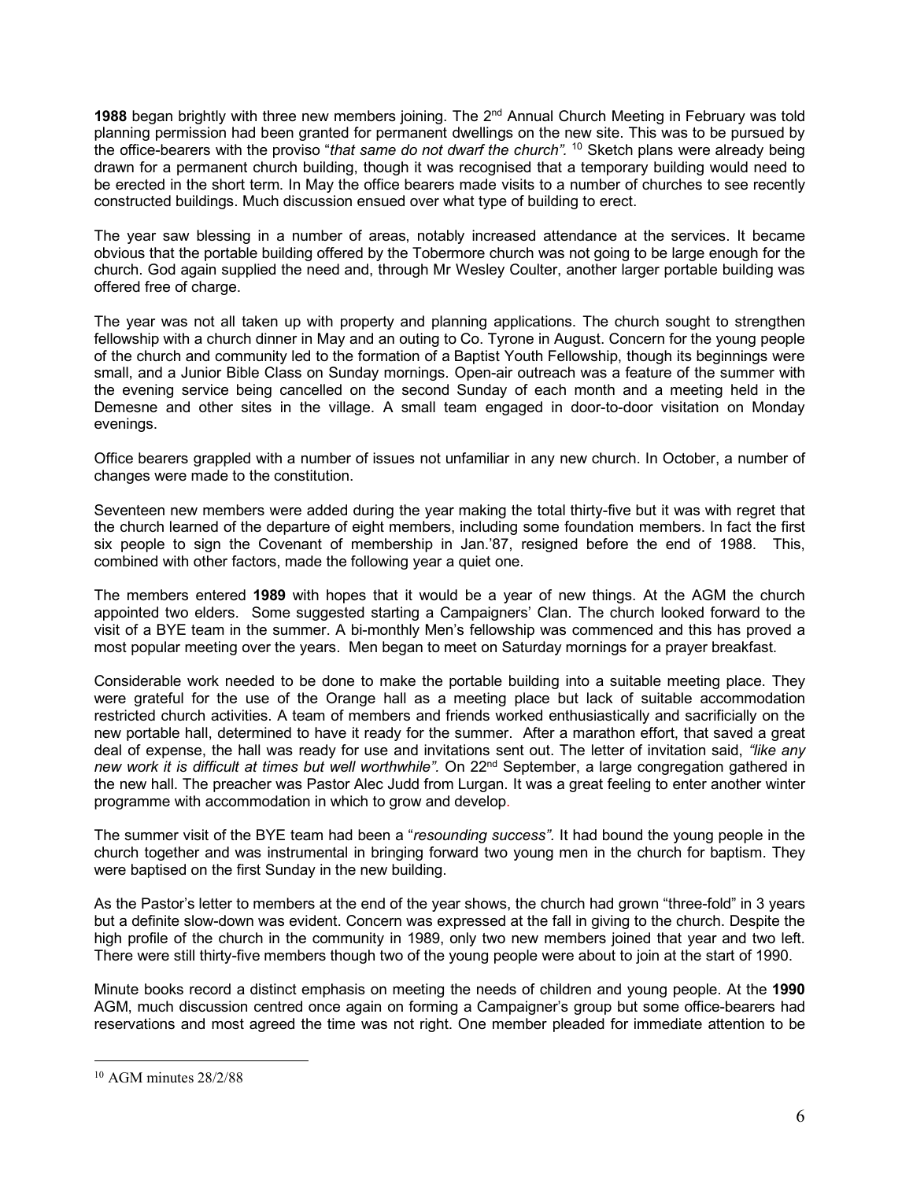**1988** began brightly with three new members joining. The 2nd Annual Church Meeting in February was told planning permission had been granted for permanent dwellings on the new site. This was to be pursued by the office-bearers with the proviso "*that same do not dwarf the church"*. [10] Sketch plans were already being drawn for a permanent church building, though it was recognised that a temporary building would need to be erected in the short term. In May the office bearers made visits to a number of churches to see recently constructed buildings. Much discussion ensued over what type of building to erect.

The year saw blessing in a number of areas, notably increased attendance at the services. It became obvious that the portable building offered by the Tobermore church was not going to be large enough for the church. God again supplied the need and, through Mr Wesley Coulter, another larger portable building was offered free of charge.

The year was not all taken up with property and planning applications. The church sought to strengthen fellowship with a church dinner in May and an outing to Co. Tyrone in August. Concern for the young people of the church and community led to the formation of a Baptist Youth Fellowship, though its beginnings were small, and a Junior Bible Class on Sunday mornings. Open-air outreach was a feature of the summer with the evening service being cancelled on the second Sunday of each month and a meeting held in the Demesne and other sites in the village. A small team engaged in door-to-door visitation on Monday evenings.

Office bearers grappled with a number of issues not unfamiliar in any new church. In October, a number of changes were made to the constitution.

Seventeen new members were added during the year making the total thirty-five but it was with regret that the church learned of the departure of eight members, including some foundation members. In fact the first six people to sign the Covenant of membership in Jan.'87, resigned before the end of 1988. This, combined with other factors, made the following year a quiet one.

The members entered **1989** with hopes that it would be a year of new things. At the AGM the church appointed two elders. Some suggested starting a Campaigners' Clan. The church looked forward to the visit of a BYE team in the summer. A bi-monthly Men's fellowship was commenced and this has proved a most popular meeting over the years. Men began to meet on Saturday mornings for a prayer breakfast.

Considerable work needed to be done to make the portable building into a suitable meeting place. They were grateful for the use of the Orange hall as a meeting place but lack of suitable accommodation restricted church activities. A team of members and friends worked enthusiastically and sacrificially on the new portable hall, determined to have it ready for the summer. After a marathon effort, that saved a great deal of expense, the hall was ready for use and invitations sent out. The letter of invitation said, *"like any new work it is difficult at times but well worthwhile"*. On 22nd September, a large congregation gathered in the new hall. The preacher was Pastor Alec Judd from Lurgan. It was a great feeling to enter another winter programme with accommodation in which to grow and develop.

The summer visit of the BYE team had been a "*resounding success"*. It had bound the young people in the church together and was instrumental in bringing forward two young men in the church for baptism. They were baptised on the first Sunday in the new building.

As the Pastor's letter to members at the end of the year shows, the church had grown "three-fold" in 3 years but a definite slow-down was evident. Concern was expressed at the fall in giving to the church. Despite the high profile of the church in the community in 1989, only two new members joined that year and two left. There were still thirty-five members though two of the young people were about to join at the start of 1990.

Minute books record a distinct emphasis on meeting the needs of children and young people. At the **1990** AGM, much discussion centred once again on forming a Campaigner's group but some office-bearers had reservations and most agreed the time was not right. One member pleaded for immediate attention to be

---

[10] AGM minutes 28/2/88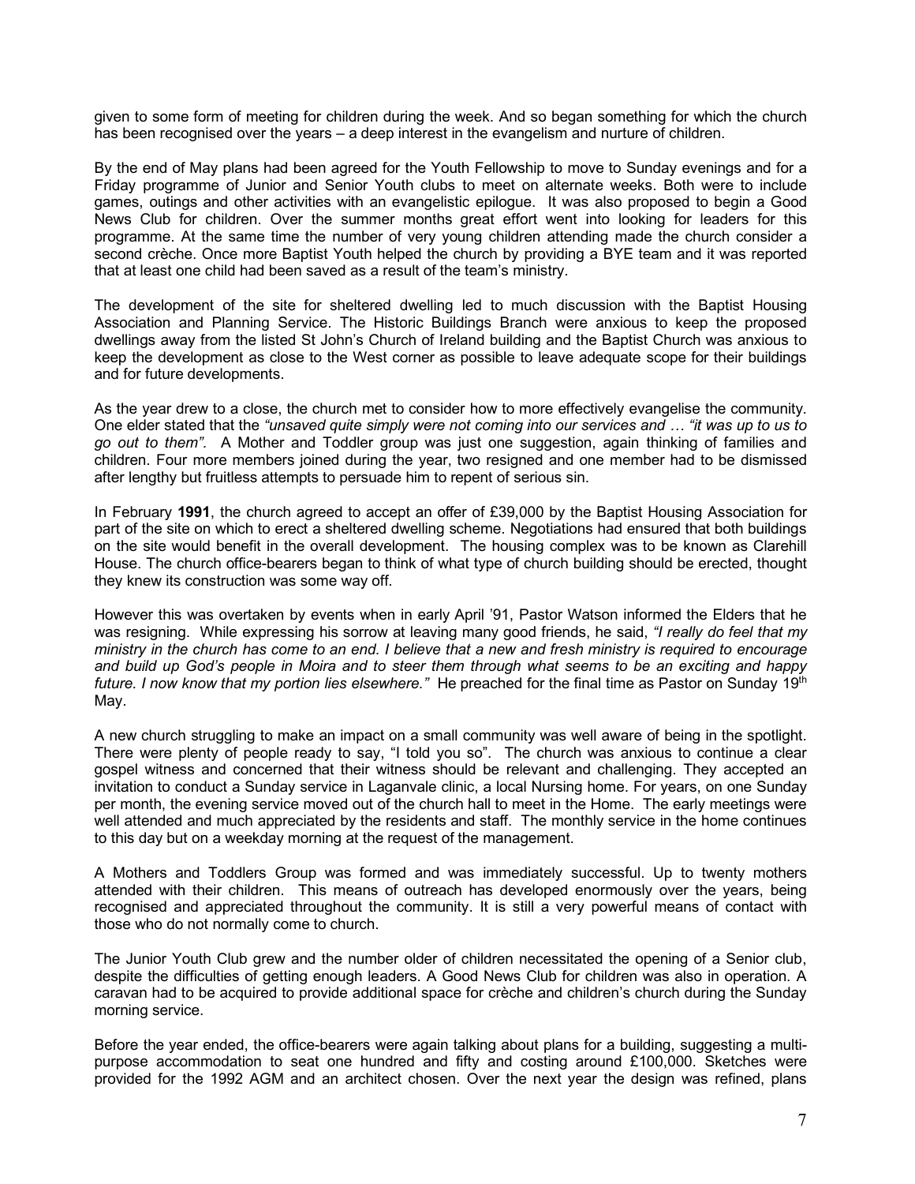given to some form of meeting for children during the week. And so began something for which the church has been recognised over the years – a deep interest in the evangelism and nurture of children.

By the end of May plans had been agreed for the Youth Fellowship to move to Sunday evenings and for a Friday programme of Junior and Senior Youth clubs to meet on alternate weeks. Both were to include games, outings and other activities with an evangelistic epilogue. It was also proposed to begin a Good News Club for children. Over the summer months great effort went into looking for leaders for this programme. At the same time the number of very young children attending made the church consider a second crèche. Once more Baptist Youth helped the church by providing a BYE team and it was reported that at least one child had been saved as a result of the team's ministry.

The development of the site for sheltered dwelling led to much discussion with the Baptist Housing Association and Planning Service. The Historic Buildings Branch were anxious to keep the proposed dwellings away from the listed St John's Church of Ireland building and the Baptist Church was anxious to keep the development as close to the West corner as possible to leave adequate scope for their buildings and for future developments.

As the year drew to a close, the church met to consider how to more effectively evangelise the community. One elder stated that the *"unsaved quite simply were not coming into our services and … "it was up to us to go out to them"*. A Mother and Toddler group was just one suggestion, again thinking of families and children. Four more members joined during the year, two resigned and one member had to be dismissed after lengthy but fruitless attempts to persuade him to repent of serious sin.

In February **1991**, the church agreed to accept an offer of £39,000 by the Baptist Housing Association for part of the site on which to erect a sheltered dwelling scheme. Negotiations had ensured that both buildings on the site would benefit in the overall development. The housing complex was to be known as Clarehill House. The church office-bearers began to think of what type of church building should be erected, thought they knew its construction was some way off.

However this was overtaken by events when in early April '91, Pastor Watson informed the Elders that he was resigning. While expressing his sorrow at leaving many good friends, he said, *"I really do feel that my ministry in the church has come to an end. I believe that a new and fresh ministry is required to encourage and build up God's people in Moira and to steer them through what seems to be an exciting and happy future. I now know that my portion lies elsewhere."* He preached for the final time as Pastor on Sunday 19th May.

A new church struggling to make an impact on a small community was well aware of being in the spotlight. There were plenty of people ready to say, "I told you so". The church was anxious to continue a clear gospel witness and concerned that their witness should be relevant and challenging. They accepted an invitation to conduct a Sunday service in Laganvale clinic, a local Nursing home. For years, on one Sunday per month, the evening service moved out of the church hall to meet in the Home. The early meetings were well attended and much appreciated by the residents and staff. The monthly service in the home continues to this day but on a weekday morning at the request of the management.

A Mothers and Toddlers Group was formed and was immediately successful. Up to twenty mothers attended with their children. This means of outreach has developed enormously over the years, being recognised and appreciated throughout the community. It is still a very powerful means of contact with those who do not normally come to church.

The Junior Youth Club grew and the number older of children necessitated the opening of a Senior club, despite the difficulties of getting enough leaders. A Good News Club for children was also in operation. A caravan had to be acquired to provide additional space for crèche and children's church during the Sunday morning service.

Before the year ended, the office-bearers were again talking about plans for a building, suggesting a multi-purpose accommodation to seat one hundred and fifty and costing around £100,000. Sketches were provided for the 1992 AGM and an architect chosen. Over the next year the design was refined, plans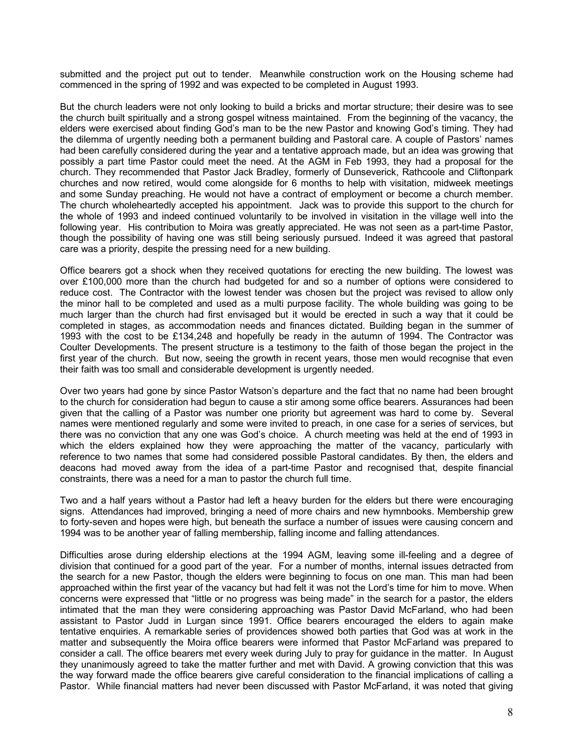submitted and the project put out to tender. Meanwhile construction work on the Housing scheme had commenced in the spring of 1992 and was expected to be completed in August 1993.

But the church leaders were not only looking to build a bricks and mortar structure; their desire was to see the church built spiritually and a strong gospel witness maintained. From the beginning of the vacancy, the elders were exercised about finding God's man to be the new Pastor and knowing God's timing. They had the dilemma of urgently needing both a permanent building and Pastoral care. A couple of Pastors' names had been carefully considered during the year and a tentative approach made, but an idea was growing that possibly a part time Pastor could meet the need. At the AGM in Feb 1993, they had a proposal for the church. They recommended that Pastor Jack Bradley, formerly of Dunseverick, Rathcoole and Cliftonpark churches and now retired, would come alongside for 6 months to help with visitation, midweek meetings and some Sunday preaching. He would not have a contract of employment or become a church member. The church wholeheartedly accepted his appointment. Jack was to provide this support to the church for the whole of 1993 and indeed continued voluntarily to be involved in visitation in the village well into the following year. His contribution to Moira was greatly appreciated. He was not seen as a part-time Pastor, though the possibility of having one was still being seriously pursued. Indeed it was agreed that pastoral care was a priority, despite the pressing need for a new building.

Office bearers got a shock when they received quotations for erecting the new building. The lowest was over £100,000 more than the church had budgeted for and so a number of options were considered to reduce cost. The Contractor with the lowest tender was chosen but the project was revised to allow only the minor hall to be completed and used as a multi purpose facility. The whole building was going to be much larger than the church had first envisaged but it would be erected in such a way that it could be completed in stages, as accommodation needs and finances dictated. Building began in the summer of 1993 with the cost to be £134,248 and hopefully be ready in the autumn of 1994. The Contractor was Coulter Developments. The present structure is a testimony to the faith of those began the project in the first year of the church. But now, seeing the growth in recent years, those men would recognise that even their faith was too small and considerable development is urgently needed.

Over two years had gone by since Pastor Watson's departure and the fact that no name had been brought to the church for consideration had begun to cause a stir among some office bearers. Assurances had been given that the calling of a Pastor was number one priority but agreement was hard to come by. Several names were mentioned regularly and some were invited to preach, in one case for a series of services, but there was no conviction that any one was God's choice. A church meeting was held at the end of 1993 in which the elders explained how they were approaching the matter of the vacancy, particularly with reference to two names that some had considered possible Pastoral candidates. By then, the elders and deacons had moved away from the idea of a part-time Pastor and recognised that, despite financial constraints, there was a need for a man to pastor the church full time.

Two and a half years without a Pastor had left a heavy burden for the elders but there were encouraging signs. Attendances had improved, bringing a need of more chairs and new hymnbooks. Membership grew to forty-seven and hopes were high, but beneath the surface a number of issues were causing concern and 1994 was to be another year of falling membership, falling income and falling attendances.

Difficulties arose during eldership elections at the 1994 AGM, leaving some ill-feeling and a degree of division that continued for a good part of the year. For a number of months, internal issues detracted from the search for a new Pastor, though the elders were beginning to focus on one man. This man had been approached within the first year of the vacancy but had felt it was not the Lord's time for him to move. When concerns were expressed that "little or no progress was being made" in the search for a pastor, the elders intimated that the man they were considering approaching was Pastor David McFarland, who had been assistant to Pastor Judd in Lurgan since 1991. Office bearers encouraged the elders to again make tentative enquiries. A remarkable series of providences showed both parties that God was at work in the matter and subsequently the Moira office bearers were informed that Pastor McFarland was prepared to consider a call. The office bearers met every week during July to pray for guidance in the matter. In August they unanimously agreed to take the matter further and met with David. A growing conviction that this was the way forward made the office bearers give careful consideration to the financial implications of calling a Pastor. While financial matters had never been discussed with Pastor McFarland, it was noted that giving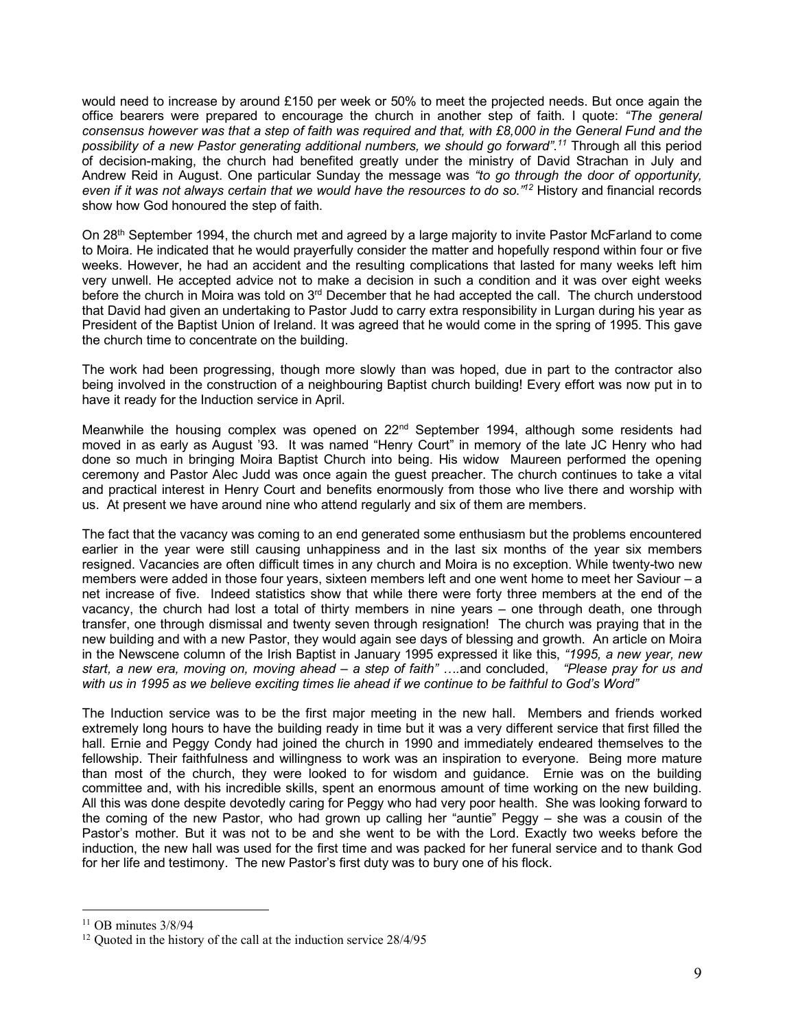would need to increase by around £150 per week or 50% to meet the projected needs. But once again the office bearers were prepared to encourage the church in another step of faith. I quote: *"The general consensus however was that a step of faith was required and that, with £8,000 in the General Fund and the possibility of a new Pastor generating additional numbers, we should go forward".*[11] Through all this period of decision-making, the church had benefited greatly under the ministry of David Strachan in July and Andrew Reid in August. One particular Sunday the message was *"to go through the door of opportunity, even if it was not always certain that we would have the resources to do so."*[12] History and financial records show how God honoured the step of faith.

On 28th September 1994, the church met and agreed by a large majority to invite Pastor McFarland to come to Moira. He indicated that he would prayerfully consider the matter and hopefully respond within four or five weeks. However, he had an accident and the resulting complications that lasted for many weeks left him very unwell. He accepted advice not to make a decision in such a condition and it was over eight weeks before the church in Moira was told on 3rd December that he had accepted the call. The church understood that David had given an undertaking to Pastor Judd to carry extra responsibility in Lurgan during his year as President of the Baptist Union of Ireland. It was agreed that he would come in the spring of 1995. This gave the church time to concentrate on the building.

The work had been progressing, though more slowly than was hoped, due in part to the contractor also being involved in the construction of a neighbouring Baptist church building! Every effort was now put in to have it ready for the Induction service in April.

Meanwhile the housing complex was opened on 22nd September 1994, although some residents had moved in as early as August '93. It was named "Henry Court" in memory of the late JC Henry who had done so much in bringing Moira Baptist Church into being. His widow Maureen performed the opening ceremony and Pastor Alec Judd was once again the guest preacher. The church continues to take a vital and practical interest in Henry Court and benefits enormously from those who live there and worship with us. At present we have around nine who attend regularly and six of them are members.

The fact that the vacancy was coming to an end generated some enthusiasm but the problems encountered earlier in the year were still causing unhappiness and in the last six months of the year six members resigned. Vacancies are often difficult times in any church and Moira is no exception. While twenty-two new members were added in those four years, sixteen members left and one went home to meet her Saviour – a net increase of five. Indeed statistics show that while there were forty three members at the end of the vacancy, the church had lost a total of thirty members in nine years – one through death, one through transfer, one through dismissal and twenty seven through resignation! The church was praying that in the new building and with a new Pastor, they would again see days of blessing and growth. An article on Moira in the Newscene column of the Irish Baptist in January 1995 expressed it like this, *"1995, a new year, new start, a new era, moving on, moving ahead – a step of faith"* ….and concluded, *"Please pray for us and with us in 1995 as we believe exciting times lie ahead if we continue to be faithful to God's Word"*

The Induction service was to be the first major meeting in the new hall. Members and friends worked extremely long hours to have the building ready in time but it was a very different service that first filled the hall. Ernie and Peggy Condy had joined the church in 1990 and immediately endeared themselves to the fellowship. Their faithfulness and willingness to work was an inspiration to everyone. Being more mature than most of the church, they were looked to for wisdom and guidance. Ernie was on the building committee and, with his incredible skills, spent an enormous amount of time working on the new building. All this was done despite devotedly caring for Peggy who had very poor health. She was looking forward to the coming of the new Pastor, who had grown up calling her "auntie" Peggy – she was a cousin of the Pastor's mother. But it was not to be and she went to be with the Lord. Exactly two weeks before the induction, the new hall was used for the first time and was packed for her funeral service and to thank God for her life and testimony. The new Pastor's first duty was to bury one of his flock.

---

[11] OB minutes 3/8/94

[12] Quoted in the history of the call at the induction service 28/4/95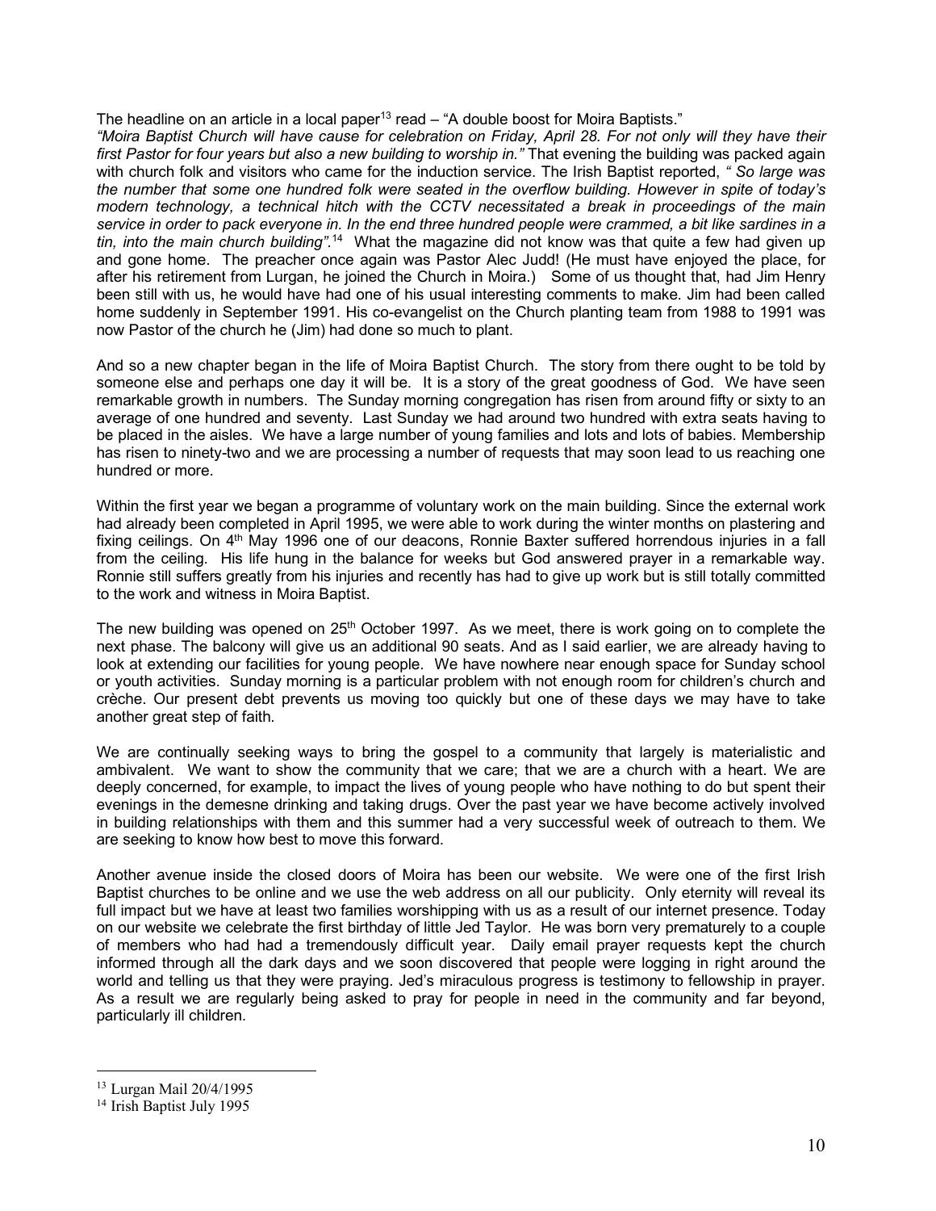The headline on an article in a local paper[13] read – "A double boost for Moira Baptists."
*"Moira Baptist Church will have cause for celebration on Friday, April 28. For not only will they have their first Pastor for four years but also a new building to worship in."* That evening the building was packed again with church folk and visitors who came for the induction service. The Irish Baptist reported, *" So large was the number that some one hundred folk were seated in the overflow building. However in spite of today's modern technology, a technical hitch with the CCTV necessitated a break in proceedings of the main service in order to pack everyone in. In the end three hundred people were crammed, a bit like sardines in a tin, into the main church building".*[14] What the magazine did not know was that quite a few had given up and gone home. The preacher once again was Pastor Alec Judd! (He must have enjoyed the place, for after his retirement from Lurgan, he joined the Church in Moira.) Some of us thought that, had Jim Henry been still with us, he would have had one of his usual interesting comments to make. Jim had been called home suddenly in September 1991. His co-evangelist on the Church planting team from 1988 to 1991 was now Pastor of the church he (Jim) had done so much to plant.

And so a new chapter began in the life of Moira Baptist Church. The story from there ought to be told by someone else and perhaps one day it will be. It is a story of the great goodness of God. We have seen remarkable growth in numbers. The Sunday morning congregation has risen from around fifty or sixty to an average of one hundred and seventy. Last Sunday we had around two hundred with extra seats having to be placed in the aisles. We have a large number of young families and lots and lots of babies. Membership has risen to ninety-two and we are processing a number of requests that may soon lead to us reaching one hundred or more.

Within the first year we began a programme of voluntary work on the main building. Since the external work had already been completed in April 1995, we were able to work during the winter months on plastering and fixing ceilings. On 4th May 1996 one of our deacons, Ronnie Baxter suffered horrendous injuries in a fall from the ceiling. His life hung in the balance for weeks but God answered prayer in a remarkable way. Ronnie still suffers greatly from his injuries and recently has had to give up work but is still totally committed to the work and witness in Moira Baptist.

The new building was opened on 25th October 1997. As we meet, there is work going on to complete the next phase. The balcony will give us an additional 90 seats. And as I said earlier, we are already having to look at extending our facilities for young people. We have nowhere near enough space for Sunday school or youth activities. Sunday morning is a particular problem with not enough room for children's church and crèche. Our present debt prevents us moving too quickly but one of these days we may have to take another great step of faith.

We are continually seeking ways to bring the gospel to a community that largely is materialistic and ambivalent. We want to show the community that we care; that we are a church with a heart. We are deeply concerned, for example, to impact the lives of young people who have nothing to do but spent their evenings in the demesne drinking and taking drugs. Over the past year we have become actively involved in building relationships with them and this summer had a very successful week of outreach to them. We are seeking to know how best to move this forward.

Another avenue inside the closed doors of Moira has been our website. We were one of the first Irish Baptist churches to be online and we use the web address on all our publicity. Only eternity will reveal its full impact but we have at least two families worshipping with us as a result of our internet presence. Today on our website we celebrate the first birthday of little Jed Taylor. He was born very prematurely to a couple of members who had had a tremendously difficult year. Daily email prayer requests kept the church informed through all the dark days and we soon discovered that people were logging in right around the world and telling us that they were praying. Jed's miraculous progress is testimony to fellowship in prayer. As a result we are regularly being asked to pray for people in need in the community and far beyond, particularly ill children.

---

[13] Lurgan Mail 20/4/1995

[14] Irish Baptist July 1995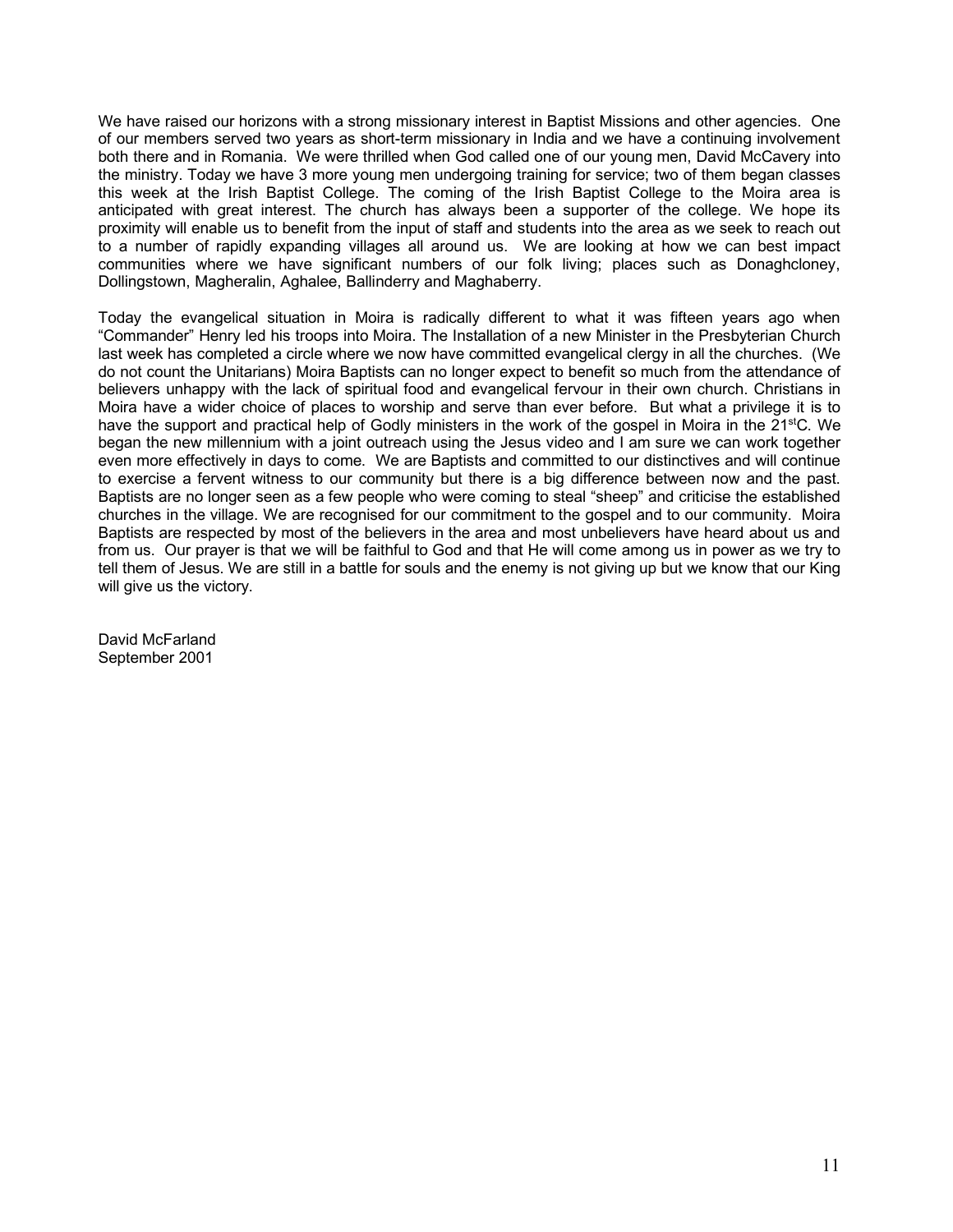We have raised our horizons with a strong missionary interest in Baptist Missions and other agencies. One of our members served two years as short-term missionary in India and we have a continuing involvement both there and in Romania. We were thrilled when God called one of our young men, David McCavery into the ministry. Today we have 3 more young men undergoing training for service; two of them began classes this week at the Irish Baptist College. The coming of the Irish Baptist College to the Moira area is anticipated with great interest. The church has always been a supporter of the college. We hope its proximity will enable us to benefit from the input of staff and students into the area as we seek to reach out to a number of rapidly expanding villages all around us. We are looking at how we can best impact communities where we have significant numbers of our folk living; places such as Donaghcloney, Dollingstown, Magheralin, Aghalee, Ballinderry and Maghaberry.

Today the evangelical situation in Moira is radically different to what it was fifteen years ago when "Commander" Henry led his troops into Moira. The Installation of a new Minister in the Presbyterian Church last week has completed a circle where we now have committed evangelical clergy in all the churches. (We do not count the Unitarians) Moira Baptists can no longer expect to benefit so much from the attendance of believers unhappy with the lack of spiritual food and evangelical fervour in their own church. Christians in Moira have a wider choice of places to worship and serve than ever before. But what a privilege it is to have the support and practical help of Godly ministers in the work of the gospel in Moira in the 21stC. We began the new millennium with a joint outreach using the Jesus video and I am sure we can work together even more effectively in days to come. We are Baptists and committed to our distinctives and will continue to exercise a fervent witness to our community but there is a big difference between now and the past. Baptists are no longer seen as a few people who were coming to steal "sheep" and criticise the established churches in the village. We are recognised for our commitment to the gospel and to our community. Moira Baptists are respected by most of the believers in the area and most unbelievers have heard about us and from us. Our prayer is that we will be faithful to God and that He will come among us in power as we try to tell them of Jesus. We are still in a battle for souls and the enemy is not giving up but we know that our King will give us the victory.

David McFarland
September 2001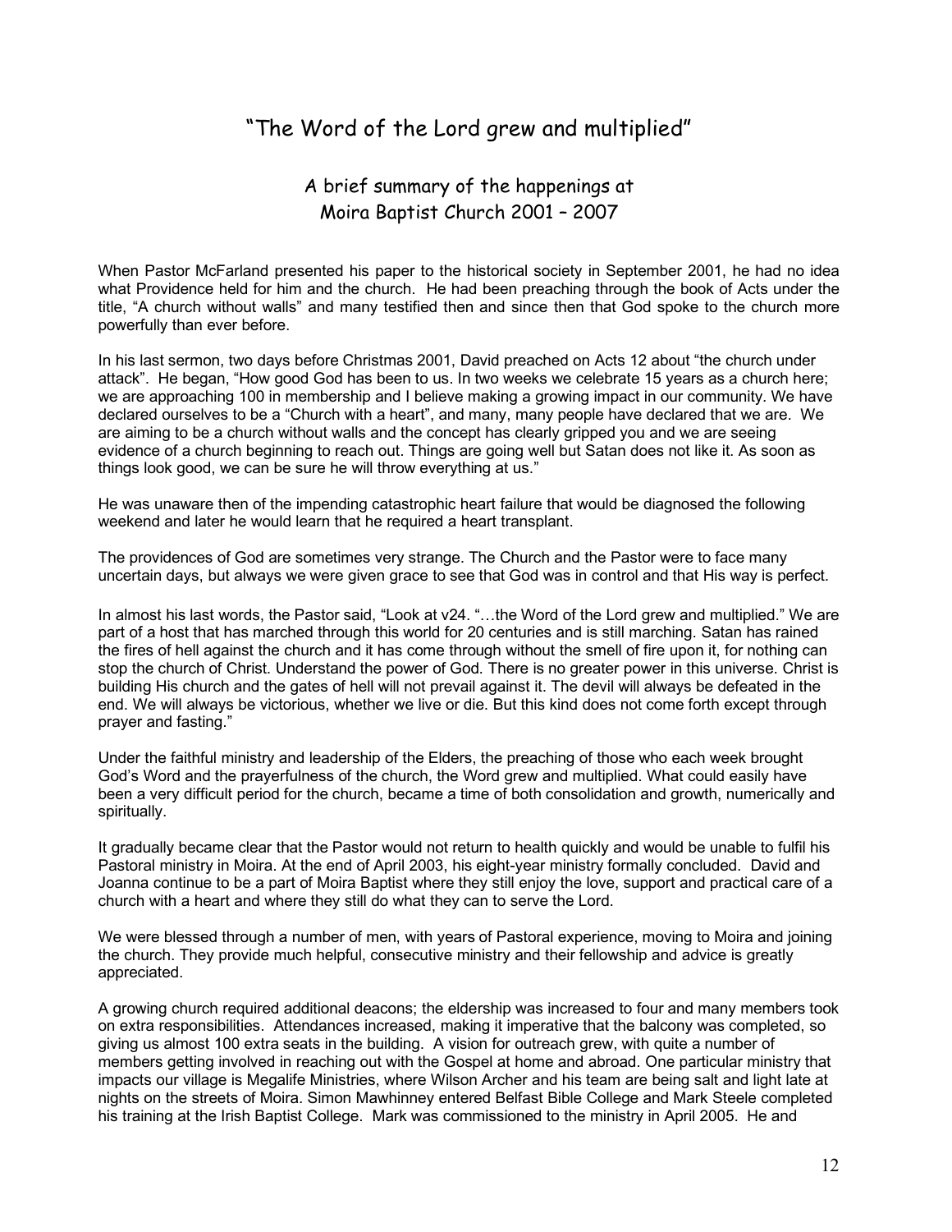# "The Word of the Lord grew and multiplied"

## A brief summary of the happenings at Moira Baptist Church 2001 – 2007

When Pastor McFarland presented his paper to the historical society in September 2001, he had no idea what Providence held for him and the church. He had been preaching through the book of Acts under the title, "A church without walls" and many testified then and since then that God spoke to the church more powerfully than ever before.

In his last sermon, two days before Christmas 2001, David preached on Acts 12 about "the church under attack". He began, "How good God has been to us. In two weeks we celebrate 15 years as a church here; we are approaching 100 in membership and I believe making a growing impact in our community. We have declared ourselves to be a "Church with a heart", and many, many people have declared that we are. We are aiming to be a church without walls and the concept has clearly gripped you and we are seeing evidence of a church beginning to reach out. Things are going well but Satan does not like it. As soon as things look good, we can be sure he will throw everything at us."

He was unaware then of the impending catastrophic heart failure that would be diagnosed the following weekend and later he would learn that he required a heart transplant.

The providences of God are sometimes very strange. The Church and the Pastor were to face many uncertain days, but always we were given grace to see that God was in control and that His way is perfect.

In almost his last words, the Pastor said, "Look at v24. "…the Word of the Lord grew and multiplied." We are part of a host that has marched through this world for 20 centuries and is still marching. Satan has rained the fires of hell against the church and it has come through without the smell of fire upon it, for nothing can stop the church of Christ. Understand the power of God. There is no greater power in this universe. Christ is building His church and the gates of hell will not prevail against it. The devil will always be defeated in the end. We will always be victorious, whether we live or die. But this kind does not come forth except through prayer and fasting."

Under the faithful ministry and leadership of the Elders, the preaching of those who each week brought God's Word and the prayerfulness of the church, the Word grew and multiplied. What could easily have been a very difficult period for the church, became a time of both consolidation and growth, numerically and spiritually.

It gradually became clear that the Pastor would not return to health quickly and would be unable to fulfil his Pastoral ministry in Moira. At the end of April 2003, his eight-year ministry formally concluded. David and Joanna continue to be a part of Moira Baptist where they still enjoy the love, support and practical care of a church with a heart and where they still do what they can to serve the Lord.

We were blessed through a number of men, with years of Pastoral experience, moving to Moira and joining the church. They provide much helpful, consecutive ministry and their fellowship and advice is greatly appreciated.

A growing church required additional deacons; the eldership was increased to four and many members took on extra responsibilities. Attendances increased, making it imperative that the balcony was completed, so giving us almost 100 extra seats in the building. A vision for outreach grew, with quite a number of members getting involved in reaching out with the Gospel at home and abroad. One particular ministry that impacts our village is Megalife Ministries, where Wilson Archer and his team are being salt and light late at nights on the streets of Moira. Simon Mawhinney entered Belfast Bible College and Mark Steele completed his training at the Irish Baptist College. Mark was commissioned to the ministry in April 2005. He and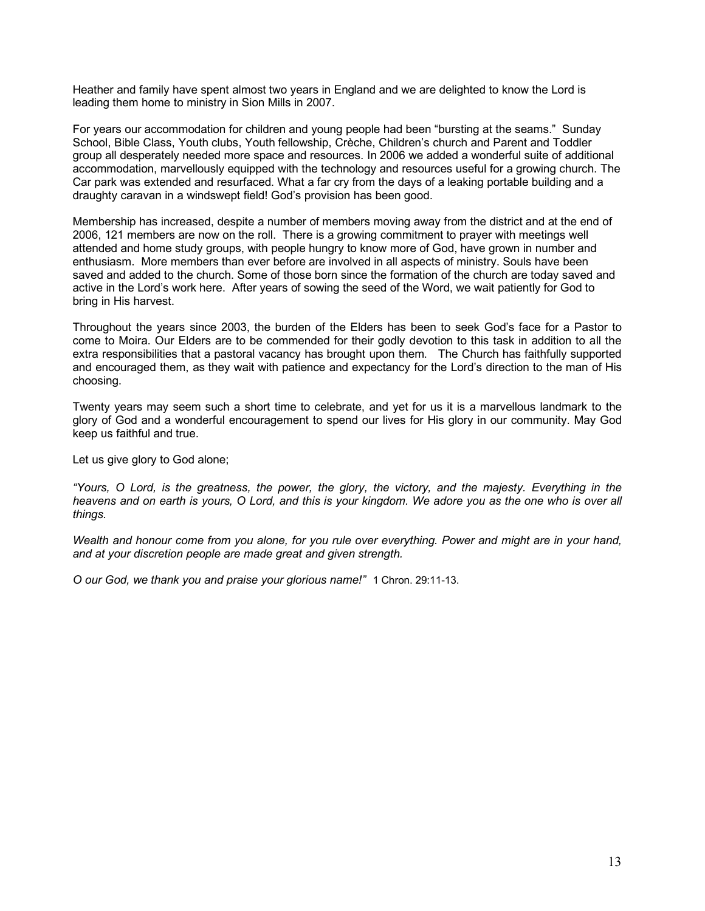Heather and family have spent almost two years in England and we are delighted to know the Lord is leading them home to ministry in Sion Mills in 2007.

For years our accommodation for children and young people had been "bursting at the seams." Sunday School, Bible Class, Youth clubs, Youth fellowship, Crèche, Children's church and Parent and Toddler group all desperately needed more space and resources. In 2006 we added a wonderful suite of additional accommodation, marvellously equipped with the technology and resources useful for a growing church. The Car park was extended and resurfaced. What a far cry from the days of a leaking portable building and a draughty caravan in a windswept field! God's provision has been good.

Membership has increased, despite a number of members moving away from the district and at the end of 2006, 121 members are now on the roll. There is a growing commitment to prayer with meetings well attended and home study groups, with people hungry to know more of God, have grown in number and enthusiasm. More members than ever before are involved in all aspects of ministry. Souls have been saved and added to the church. Some of those born since the formation of the church are today saved and active in the Lord's work here. After years of sowing the seed of the Word, we wait patiently for God to bring in His harvest.

Throughout the years since 2003, the burden of the Elders has been to seek God's face for a Pastor to come to Moira. Our Elders are to be commended for their godly devotion to this task in addition to all the extra responsibilities that a pastoral vacancy has brought upon them. The Church has faithfully supported and encouraged them, as they wait with patience and expectancy for the Lord's direction to the man of His choosing.

Twenty years may seem such a short time to celebrate, and yet for us it is a marvellous landmark to the glory of God and a wonderful encouragement to spend our lives for His glory in our community. May God keep us faithful and true.

Let us give glory to God alone;

*"Yours, O Lord, is the greatness, the power, the glory, the victory, and the majesty. Everything in the heavens and on earth is yours, O Lord, and this is your kingdom. We adore you as the one who is over all things.*

*Wealth and honour come from you alone, for you rule over everything. Power and might are in your hand, and at your discretion people are made great and given strength.*

*O our God, we thank you and praise your glorious name!"* 1 Chron. 29:11-13.